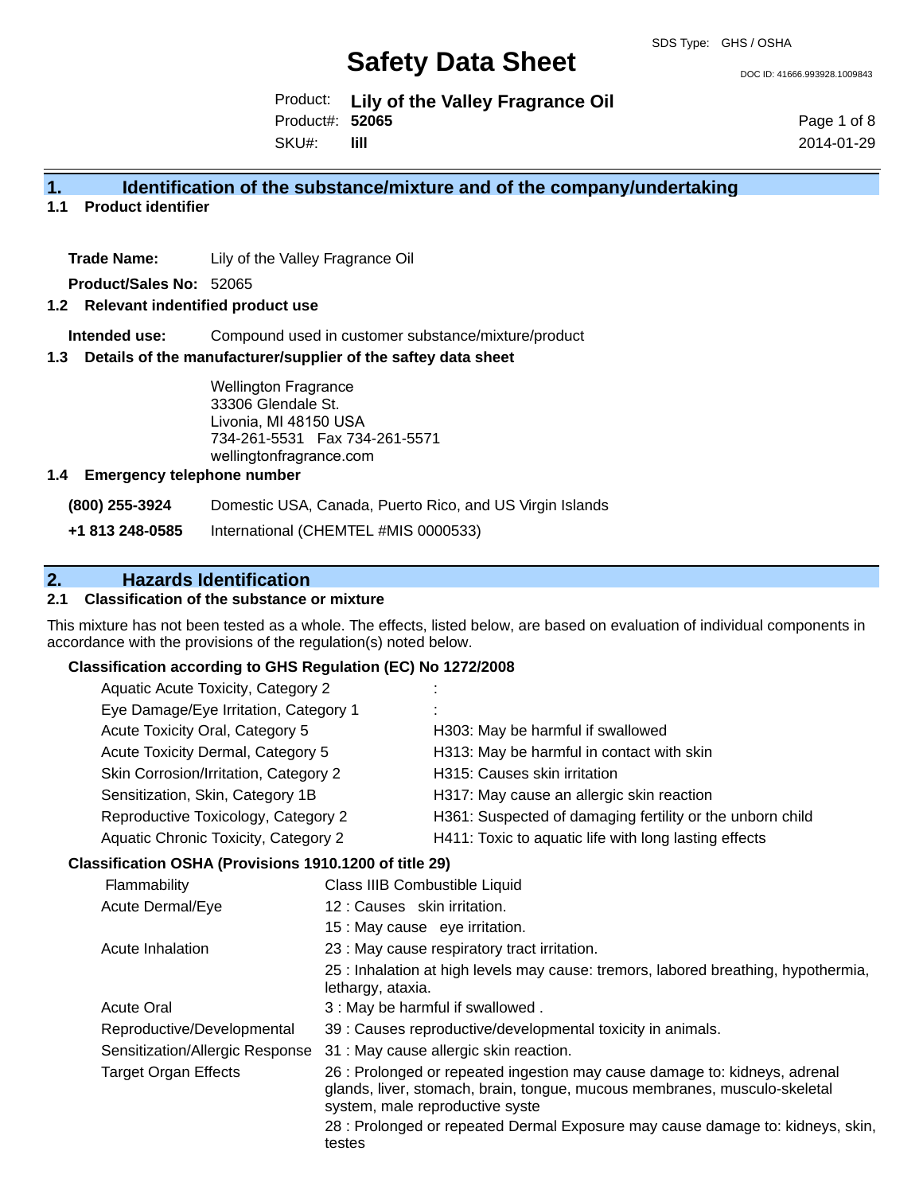# Safety Data Sheet

SDS Type: GHS / OSHA

DOC ID: 41666.993928.1009843

Product: **Lily of the Valley Fragrance Oil**
Product#: **52065**
SKU#: **lill**

2014-01-29

## 1. Identification of the substance/mixture and of the company/undertaking

### 1.1 Product identifier

**Trade Name:** Lily of the Valley Fragrance Oil

**Product/Sales No:** 52065

### 1.2 Relevant indentified product use

**Intended use:** Compound used in customer substance/mixture/product

### 1.3 Details of the manufacturer/supplier of the saftey data sheet

Wellington Fragrance
33306 Glendale St.
Livonia, MI 48150 USA
734-261-5531 Fax 734-261-5571
wellingtonfragrance.com

### 1.4 Emergency telephone number

**(800) 255-3924** Domestic USA, Canada, Puerto Rico, and US Virgin Islands

**+1 813 248-0585** International (CHEMTEL #MIS 0000533)

## 2. Hazards Identification

### 2.1 Classification of the substance or mixture

This mixture has not been tested as a whole. The effects, listed below, are based on evaluation of individual components in accordance with the provisions of the regulation(s) noted below.

**Classification according to GHS Regulation (EC) No 1272/2008**

| Classification | Hazard Statement |
|---|---|
| Aquatic Acute Toxicity, Category 2 | : |
| Eye Damage/Eye Irritation, Category 1 | : |
| Acute Toxicity Oral, Category 5 | H303: May be harmful if swallowed |
| Acute Toxicity Dermal, Category 5 | H313: May be harmful in contact with skin |
| Skin Corrosion/Irritation, Category 2 | H315: Causes skin irritation |
| Sensitization, Skin, Category 1B | H317: May cause an allergic skin reaction |
| Reproductive Toxicology, Category 2 | H361: Suspected of damaging fertility or the unborn child |
| Aquatic Chronic Toxicity, Category 2 | H411: Toxic to aquatic life with long lasting effects |

**Classification OSHA (Provisions 1910.1200 of title 29)**

| Category | Description |
|---|---|
| Flammability | Class IIIB Combustible Liquid |
| Acute Dermal/Eye | 12 : Causes skin irritation. |
| | 15 : May cause eye irritation. |
| Acute Inhalation | 23 : May cause respiratory tract irritation. |
| | 25 : Inhalation at high levels may cause: tremors, labored breathing, hypothermia, lethargy, ataxia. |
| Acute Oral | 3 : May be harmful if swallowed . |
| Reproductive/Developmental | 39 : Causes reproductive/developmental toxicity in animals. |
| Sensitization/Allergic Response | 31 : May cause allergic skin reaction. |
| Target Organ Effects | 26 : Prolonged or repeated ingestion may cause damage to: kidneys, adrenal glands, liver, stomach, brain, tongue, mucous membranes, musculo-skeletal system, male reproductive syste |
| | 28 : Prolonged or repeated Dermal Exposure may cause damage to: kidneys, skin, testes |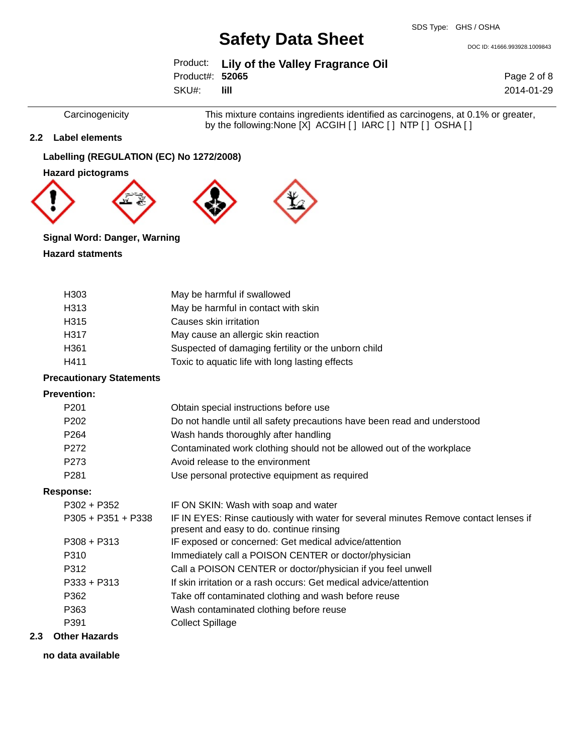| | |
|---|---|
| Carcinogenicity | This mixture contains ingredients identified as carcinogens, at 0.1% or greater, by the following:None [X] ACGIH [ ] IARC [ ] NTP [ ] OSHA [ ] |

### 2.2 Label elements

**Labelling (REGULATION (EC) No 1272/2008)**

**Hazard pictograms**

**Signal Word: Danger, Warning**

**Hazard statments**

| | |
|---|---|
| H303 | May be harmful if swallowed |
| H313 | May be harmful in contact with skin |
| H315 | Causes skin irritation |
| H317 | May cause an allergic skin reaction |
| H361 | Suspected of damaging fertility or the unborn child |
| H411 | Toxic to aquatic life with long lasting effects |

**Precautionary Statements**

**Prevention:**

| | |
|---|---|
| P201 | Obtain special instructions before use |
| P202 | Do not handle until all safety precautions have been read and understood |
| P264 | Wash hands thoroughly after handling |
| P272 | Contaminated work clothing should not be allowed out of the workplace |
| P273 | Avoid release to the environment |
| P281 | Use personal protective equipment as required |

**Response:**

| | |
|---|---|
| P302 + P352 | IF ON SKIN: Wash with soap and water |
| P305 + P351 + P338 | IF IN EYES: Rinse cautiously with water for several minutes Remove contact lenses if present and easy to do. continue rinsing |
| P308 + P313 | IF exposed or concerned: Get medical advice/attention |
| P310 | Immediately call a POISON CENTER or doctor/physician |
| P312 | Call a POISON CENTER or doctor/physician if you feel unwell |
| P333 + P313 | If skin irritation or a rash occurs: Get medical advice/attention |
| P362 | Take off contaminated clothing and wash before reuse |
| P363 | Wash contaminated clothing before reuse |
| P391 | Collect Spillage |

### 2.3 Other Hazards

**no data available**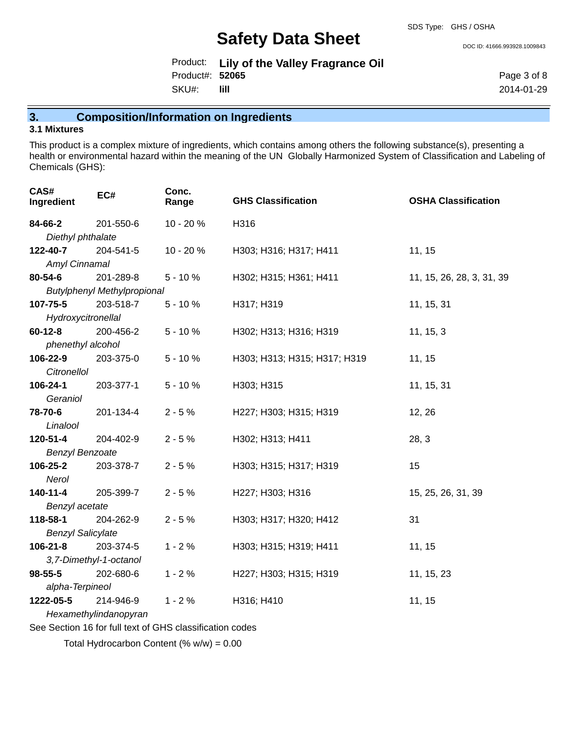## 3. Composition/Information on Ingredients

### 3.1 Mixtures

This product is a complex mixture of ingredients, which contains among others the following substance(s), presenting a health or environmental hazard within the meaning of the UN Globally Harmonized System of Classification and Labeling of Chemicals (GHS):

| CAS# Ingredient | EC# | Conc. Range | GHS Classification | OSHA Classification |
|---|---|---|---|---|
| **84-66-2** *Diethyl phthalate* | 201-550-6 | 10 - 20 % | H316 | |
| **122-40-7** *Amyl Cinnamal* | 204-541-5 | 10 - 20 % | H303; H316; H317; H411 | 11, 15 |
| **80-54-6** *Butylphenyl Methylpropional* | 201-289-8 | 5 - 10 % | H302; H315; H361; H411 | 11, 15, 26, 28, 3, 31, 39 |
| **107-75-5** *Hydroxycitronellal* | 203-518-7 | 5 - 10 % | H317; H319 | 11, 15, 31 |
| **60-12-8** *phenethyl alcohol* | 200-456-2 | 5 - 10 % | H302; H313; H316; H319 | 11, 15, 3 |
| **106-22-9** *Citronellol* | 203-375-0 | 5 - 10 % | H303; H313; H315; H317; H319 | 11, 15 |
| **106-24-1** *Geraniol* | 203-377-1 | 5 - 10 % | H303; H315 | 11, 15, 31 |
| **78-70-6** *Linalool* | 201-134-4 | 2 - 5 % | H227; H303; H315; H319 | 12, 26 |
| **120-51-4** *Benzyl Benzoate* | 204-402-9 | 2 - 5 % | H302; H313; H411 | 28, 3 |
| **106-25-2** *Nerol* | 203-378-7 | 2 - 5 % | H303; H315; H317; H319 | 15 |
| **140-11-4** *Benzyl acetate* | 205-399-7 | 2 - 5 % | H227; H303; H316 | 15, 25, 26, 31, 39 |
| **118-58-1** *Benzyl Salicylate* | 204-262-9 | 2 - 5 % | H303; H317; H320; H412 | 31 |
| **106-21-8** *3,7-Dimethyl-1-octanol* | 203-374-5 | 1 - 2 % | H303; H315; H319; H411 | 11, 15 |
| **98-55-5** *alpha-Terpineol* | 202-680-6 | 1 - 2 % | H227; H303; H315; H319 | 11, 15, 23 |
| **1222-05-5** *Hexamethylindanopyran* | 214-946-9 | 1 - 2 % | H316; H410 | 11, 15 |

See Section 16 for full text of GHS classification codes

Total Hydrocarbon Content (% w/w) = 0.00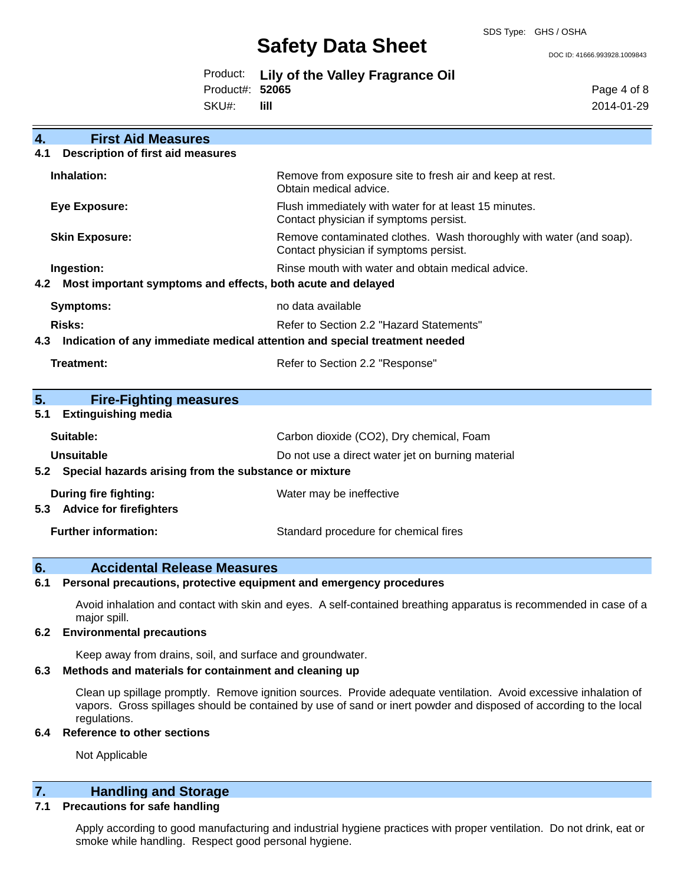## 4. First Aid Measures

### 4.1 Description of first aid measures

| | |
|---|---|
| **Inhalation:** | Remove from exposure site to fresh air and keep at rest. Obtain medical advice. |
| **Eye Exposure:** | Flush immediately with water for at least 15 minutes. Contact physician if symptoms persist. |
| **Skin Exposure:** | Remove contaminated clothes. Wash thoroughly with water (and soap). Contact physician if symptoms persist. |
| **Ingestion:** | Rinse mouth with water and obtain medical advice. |

### 4.2 Most important symptoms and effects, both acute and delayed

| | |
|---|---|
| **Symptoms:** | no data available |
| **Risks:** | Refer to Section 2.2 "Hazard Statements" |

### 4.3 Indication of any immediate medical attention and special treatment needed

| | |
|---|---|
| **Treatment:** | Refer to Section 2.2 "Response" |

## 5. Fire-Fighting measures

### 5.1 Extinguishing media

| | |
|---|---|
| **Suitable:** | Carbon dioxide ($CO_2$), Dry chemical, Foam |
| **Unsuitable** | Do not use a direct water jet on burning material |

### 5.2 Special hazards arising from the substance or mixture

| | |
|---|---|
| **During fire fighting:** | Water may be ineffective |

### 5.3 Advice for firefighters

| | |
|---|---|
| **Further information:** | Standard procedure for chemical fires |

## 6. Accidental Release Measures

### 6.1 Personal precautions, protective equipment and emergency procedures

Avoid inhalation and contact with skin and eyes. A self-contained breathing apparatus is recommended in case of a major spill.

### 6.2 Environmental precautions

Keep away from drains, soil, and surface and groundwater.

### 6.3 Methods and materials for containment and cleaning up

Clean up spillage promptly. Remove ignition sources. Provide adequate ventilation. Avoid excessive inhalation of vapors. Gross spillages should be contained by use of sand or inert powder and disposed of according to the local regulations.

### 6.4 Reference to other sections

Not Applicable

## 7. Handling and Storage

### 7.1 Precautions for safe handling

Apply according to good manufacturing and industrial hygiene practices with proper ventilation. Do not drink, eat or smoke while handling. Respect good personal hygiene.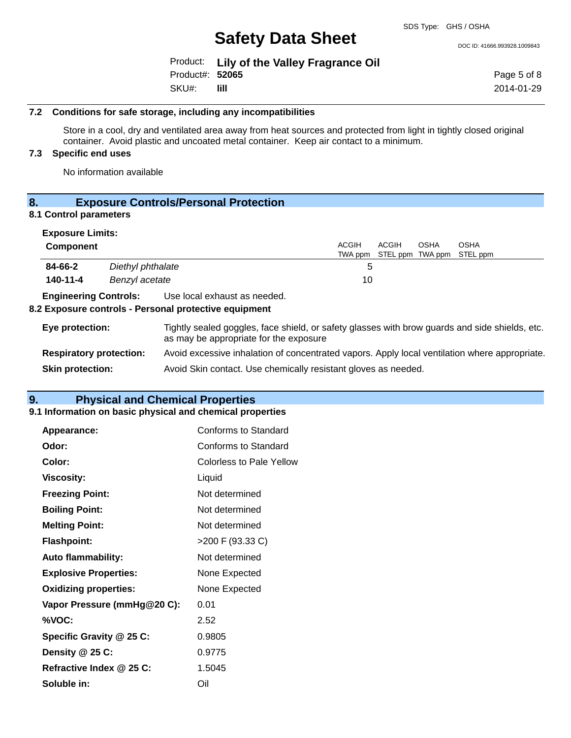### 7.2 Conditions for safe storage, including any incompatibilities

Store in a cool, dry and ventilated area away from heat sources and protected from light in tightly closed original container. Avoid plastic and uncoated metal container. Keep air contact to a minimum.

### 7.3 Specific end uses

No information available

## 8. Exposure Controls/Personal Protection

### 8.1 Control parameters

**Exposure Limits:**

| Component | | ACGIH TWA ppm | ACGIH STEL ppm | OSHA TWA ppm | OSHA STEL ppm |
|---|---|---|---|---|---|
| **84-66-2** | *Diethyl phthalate* | 5 | | | |
| **140-11-4** | *Benzyl acetate* | 10 | | | |

**Engineering Controls:** Use local exhaust as needed.

### 8.2 Exposure controls - Personal protective equipment

**Eye protection:** Tightly sealed goggles, face shield, or safety glasses with brow guards and side shields, etc. as may be appropriate for the exposure

**Respiratory protection:** Avoid excessive inhalation of concentrated vapors. Apply local ventilation where appropriate.

**Skin protection:** Avoid Skin contact. Use chemically resistant gloves as needed.

## 9. Physical and Chemical Properties

### 9.1 Information on basic physical and chemical properties

| | |
|---|---|
| **Appearance:** | Conforms to Standard |
| **Odor:** | Conforms to Standard |
| **Color:** | Colorless to Pale Yellow |
| **Viscosity:** | Liquid |
| **Freezing Point:** | Not determined |
| **Boiling Point:** | Not determined |
| **Melting Point:** | Not determined |
| **Flashpoint:** | >200 F (93.33 C) |
| **Auto flammability:** | Not determined |
| **Explosive Properties:** | None Expected |
| **Oxidizing properties:** | None Expected |
| **Vapor Pressure (mmHg@20 C):** | 0.01 |
| **%VOC:** | 2.52 |
| **Specific Gravity @ 25 C:** | 0.9805 |
| **Density @ 25 C:** | 0.9775 |
| **Refractive Index @ 25 C:** | 1.5045 |
| **Soluble in:** | Oil |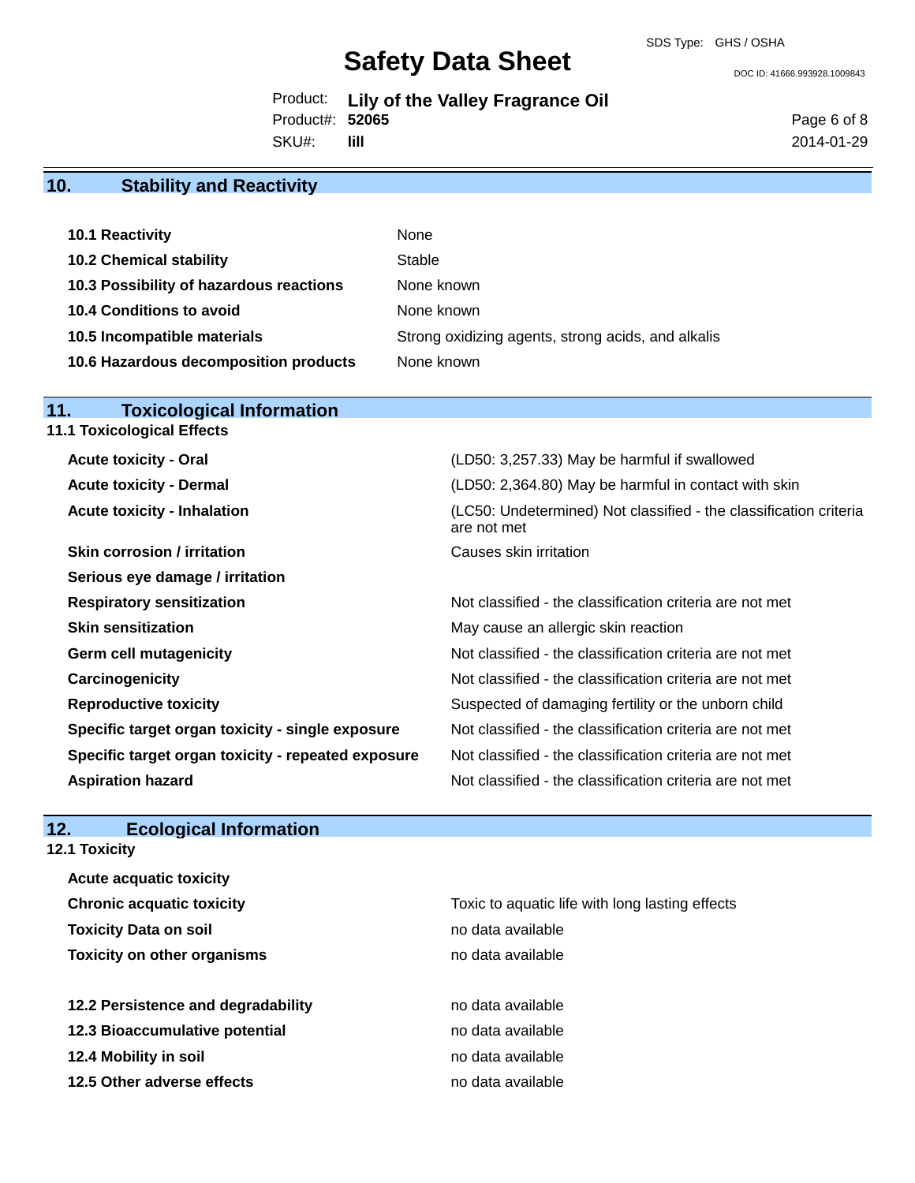## 10. Stability and Reactivity

| | |
|---|---|
| **10.1 Reactivity** | None |
| **10.2 Chemical stability** | Stable |
| **10.3 Possibility of hazardous reactions** | None known |
| **10.4 Conditions to avoid** | None known |
| **10.5 Incompatible materials** | Strong oxidizing agents, strong acids, and alkalis |
| **10.6 Hazardous decomposition products** | None known |

## 11. Toxicological Information

### 11.1 Toxicological Effects

| | |
|---|---|
| **Acute toxicity - Oral** | (LD50: 3,257.33) May be harmful if swallowed |
| **Acute toxicity - Dermal** | (LD50: 2,364.80) May be harmful in contact with skin |
| **Acute toxicity - Inhalation** | (LC50: Undetermined) Not classified - the classification criteria are not met |
| **Skin corrosion / irritation** | Causes skin irritation |
| **Serious eye damage / irritation** | |
| **Respiratory sensitization** | Not classified - the classification criteria are not met |
| **Skin sensitization** | May cause an allergic skin reaction |
| **Germ cell mutagenicity** | Not classified - the classification criteria are not met |
| **Carcinogenicity** | Not classified - the classification criteria are not met |
| **Reproductive toxicity** | Suspected of damaging fertility or the unborn child |
| **Specific target organ toxicity - single exposure** | Not classified - the classification criteria are not met |
| **Specific target organ toxicity - repeated exposure** | Not classified - the classification criteria are not met |
| **Aspiration hazard** | Not classified - the classification criteria are not met |

## 12. Ecological Information

### 12.1 Toxicity

| | |
|---|---|
| **Acute acquatic toxicity** | |
| **Chronic acquatic toxicity** | Toxic to aquatic life with long lasting effects |
| **Toxicity Data on soil** | no data available |
| **Toxicity on other organisms** | no data available |

| | |
|---|---|
| **12.2 Persistence and degradability** | no data available |
| **12.3 Bioaccumulative potential** | no data available |
| **12.4 Mobility in soil** | no data available |
| **12.5 Other adverse effects** | no data available |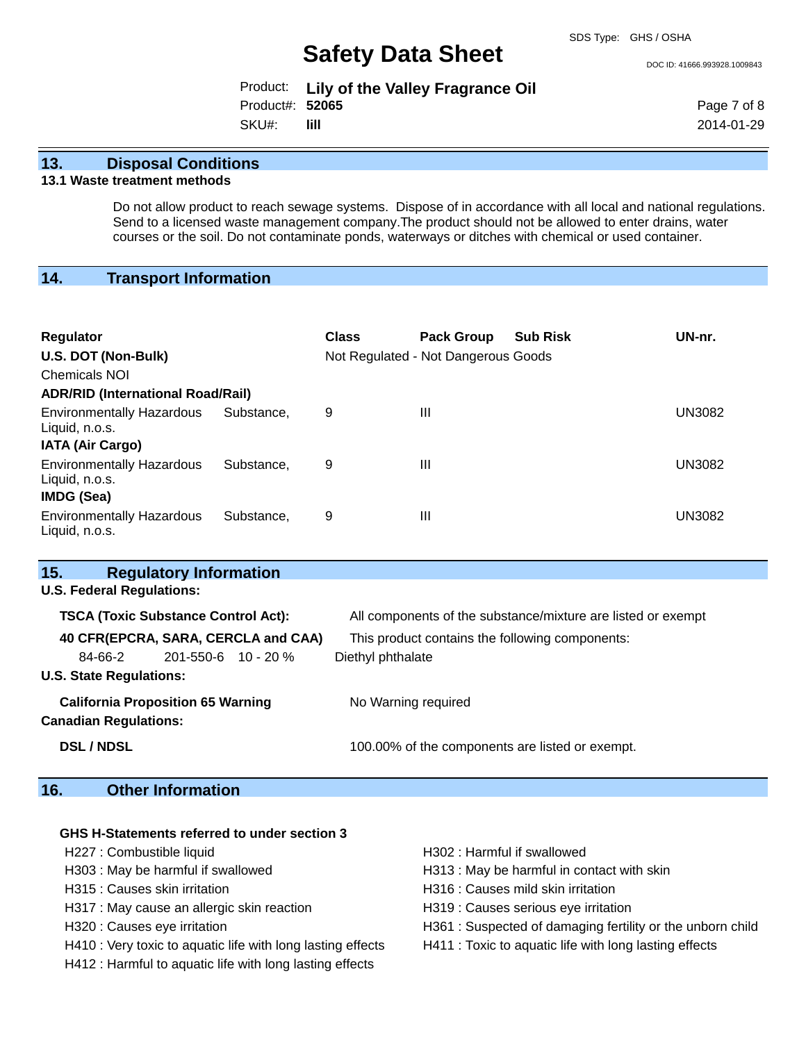## 13. Disposal Conditions

### 13.1 Waste treatment methods

Do not allow product to reach sewage systems. Dispose of in accordance with all local and national regulations. Send to a licensed waste management company.The product should not be allowed to enter drains, water courses or the soil. Do not contaminate ponds, waterways or ditches with chemical or used container.

## 14. Transport Information

| Regulator | Class | Pack Group | Sub Risk | UN-nr. |
|---|---|---|---|---|
| **U.S. DOT (Non-Bulk)** | Not Regulated - Not Dangerous Goods | | | |
| Chemicals NOI | | | | |
| **ADR/RID (International Road/Rail)** | | | | |
| Environmentally Hazardous Substance, Liquid, n.o.s. | 9 | III | | UN3082 |
| **IATA (Air Cargo)** | | | | |
| Environmentally Hazardous Substance, Liquid, n.o.s. | 9 | III | | UN3082 |
| **IMDG (Sea)** | | | | |
| Environmentally Hazardous Substance, Liquid, n.o.s. | 9 | III | | UN3082 |

## 15. Regulatory Information

**U.S. Federal Regulations:**

**TSCA (Toxic Substance Control Act):** All components of the substance/mixture are listed or exempt

**40 CFR(EPCRA, SARA, CERCLA and CAA)** This product contains the following components:

| CAS | EINECS | Concentration | Name |
|---|---|---|---|
| 84-66-2 | 201-550-6 | 10 - 20 % | Diethyl phthalate |

**U.S. State Regulations:**

**California Proposition 65 Warning** No Warning required

**Canadian Regulations:**

**DSL / NDSL** 100.00% of the components are listed or exempt.

## 16. Other Information

**GHS H-Statements referred to under section 3**

- H227 : Combustible liquid
- H302 : Harmful if swallowed
- H303 : May be harmful if swallowed
- H313 : May be harmful in contact with skin
- H315 : Causes skin irritation
- H316 : Causes mild skin irritation
- H317 : May cause an allergic skin reaction
- H319 : Causes serious eye irritation
- H320 : Causes eye irritation
- H361 : Suspected of damaging fertility or the unborn child
- H410 : Very toxic to aquatic life with long lasting effects
- H411 : Toxic to aquatic life with long lasting effects
- H412 : Harmful to aquatic life with long lasting effects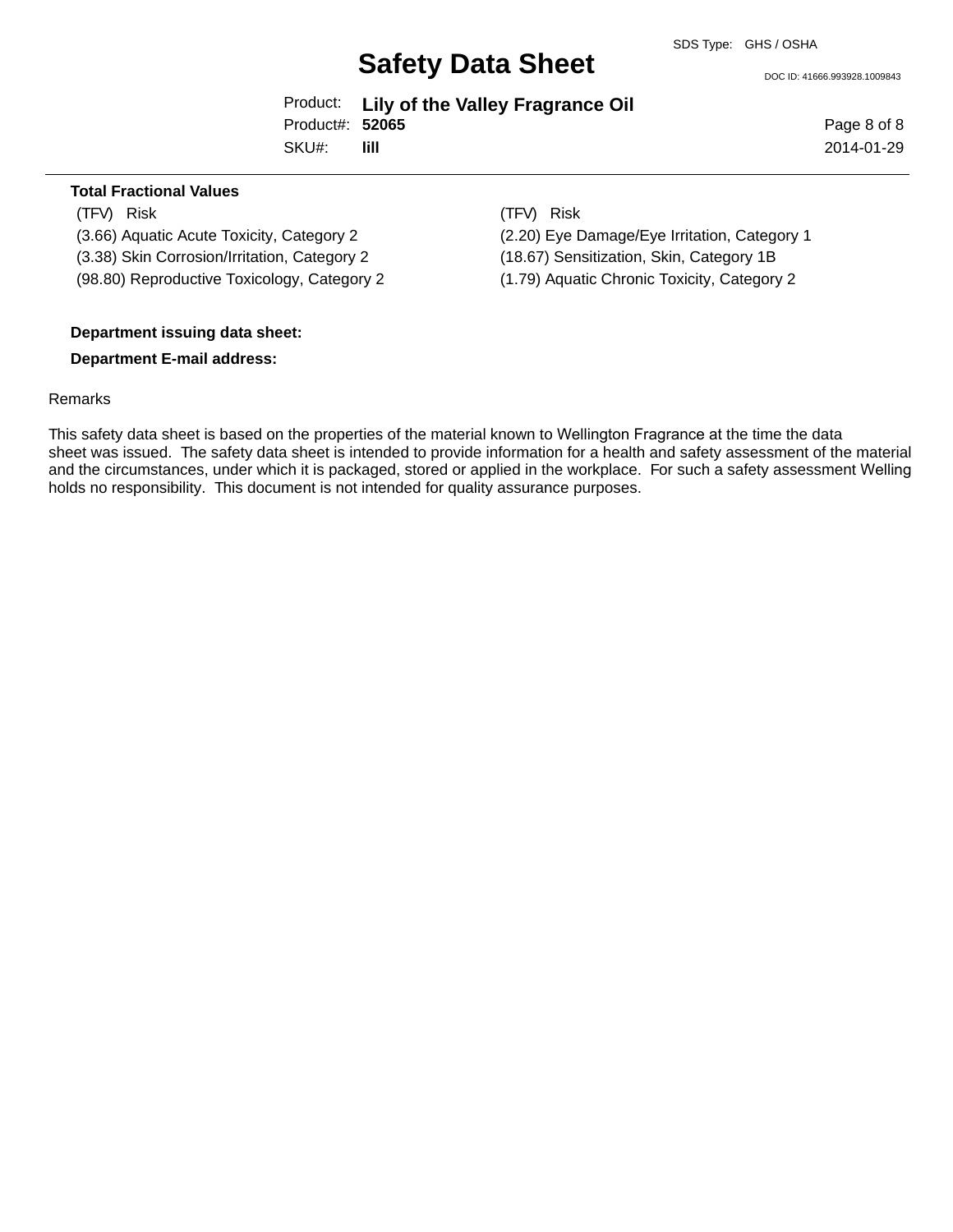**Total Fractional Values**

| (TFV) Risk | (TFV) Risk |
| --- | --- |
| (3.66) Aquatic Acute Toxicity, Category 2 | (2.20) Eye Damage/Eye Irritation, Category 1 |
| (3.38) Skin Corrosion/Irritation, Category 2 | (18.67) Sensitization, Skin, Category 1B |
| (98.80) Reproductive Toxicology, Category 2 | (1.79) Aquatic Chronic Toxicity, Category 2 |

**Department issuing data sheet:**

**Department E-mail address:**

Remarks

This safety data sheet is based on the properties of the material known to Wellington Fragrance at the time the data sheet was issued. The safety data sheet is intended to provide information for a health and safety assessment of the material and the circumstances, under which it is packaged, stored or applied in the workplace. For such a safety assessment Welling holds no responsibility. This document is not intended for quality assurance purposes.